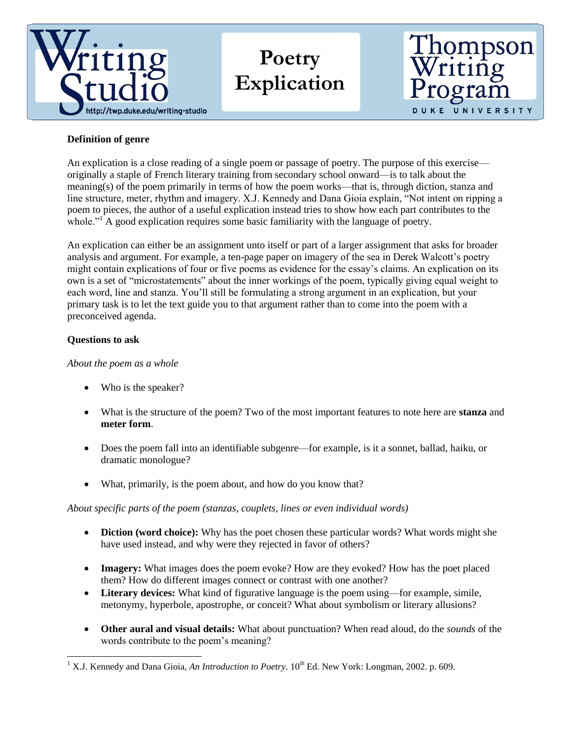# Poetry Explication

Writing Studio — http://twp.duke.edu/writing-studio

Thompson Writing Program — DUKE UNIVERSITY

**Definition of genre**

An explication is a close reading of a single poem or passage of poetry. The purpose of this exercise—originally a staple of French literary training from secondary school onward—is to talk about the meaning(s) of the poem primarily in terms of how the poem works—that is, through diction, stanza and line structure, meter, rhythm and imagery. X.J. Kennedy and Dana Gioia explain, "Not intent on ripping a poem to pieces, the author of a useful explication instead tries to show how each part contributes to the whole."[1] A good explication requires some basic familiarity with the language of poetry.

An explication can either be an assignment unto itself or part of a larger assignment that asks for broader analysis and argument. For example, a ten-page paper on imagery of the sea in Derek Walcott's poetry might contain explications of four or five poems as evidence for the essay's claims. An explication on its own is a set of "microstatements" about the inner workings of the poem, typically giving equal weight to each word, line and stanza. You'll still be formulating a strong argument in an explication, but your primary task is to let the text guide you to that argument rather than to come into the poem with a preconceived agenda.

**Questions to ask**

*About the poem as a whole*

- Who is the speaker?
- What is the structure of the poem? Two of the most important features to note here are **stanza** and **meter form**.
- Does the poem fall into an identifiable subgenre—for example, is it a sonnet, ballad, haiku, or dramatic monologue?
- What, primarily, is the poem about, and how do you know that?

*About specific parts of the poem (stanzas, couplets, lines or even individual words)*

- **Diction (word choice):** Why has the poet chosen these particular words? What words might she have used instead, and why were they rejected in favor of others?
- **Imagery:** What images does the poem evoke? How are they evoked? How has the poet placed them? How do different images connect or contrast with one another?
- **Literary devices:** What kind of figurative language is the poem using—for example, simile, metonymy, hyperbole, apostrophe, or conceit? What about symbolism or literary allusions?
- **Other aural and visual details:** What about punctuation? When read aloud, do the *sounds* of the words contribute to the poem's meaning?

---

[1] X.J. Kennedy and Dana Gioia, *An Introduction to Poetry*. 10th Ed. New York: Longman, 2002. p. 609.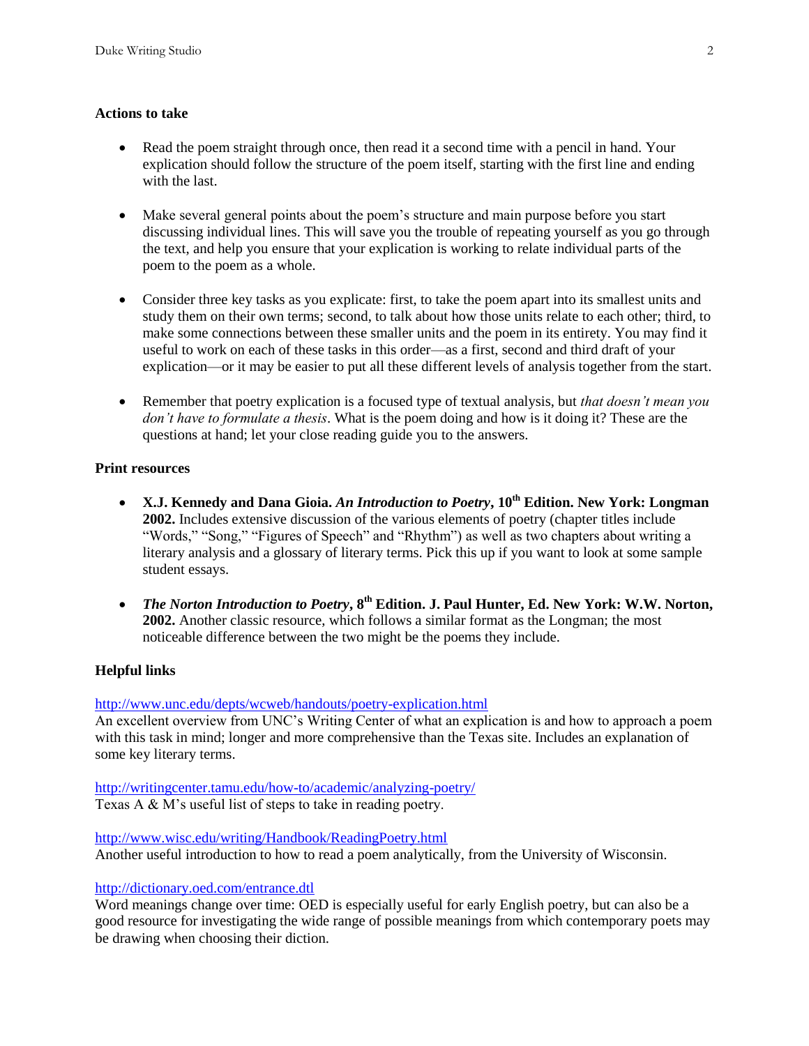**Actions to take**

- Read the poem straight through once, then read it a second time with a pencil in hand. Your explication should follow the structure of the poem itself, starting with the first line and ending with the last.
- Make several general points about the poem's structure and main purpose before you start discussing individual lines. This will save you the trouble of repeating yourself as you go through the text, and help you ensure that your explication is working to relate individual parts of the poem to the poem as a whole.
- Consider three key tasks as you explicate: first, to take the poem apart into its smallest units and study them on their own terms; second, to talk about how those units relate to each other; third, to make some connections between these smaller units and the poem in its entirety. You may find it useful to work on each of these tasks in this order—as a first, second and third draft of your explication—or it may be easier to put all these different levels of analysis together from the start.
- Remember that poetry explication is a focused type of textual analysis, but *that doesn't mean you don't have to formulate a thesis*. What is the poem doing and how is it doing it? These are the questions at hand; let your close reading guide you to the answers.

**Print resources**

- **X.J. Kennedy and Dana Gioia. *An Introduction to Poetry*, 10th Edition. New York: Longman 2002.** Includes extensive discussion of the various elements of poetry (chapter titles include "Words," "Song," "Figures of Speech" and "Rhythm") as well as two chapters about writing a literary analysis and a glossary of literary terms. Pick this up if you want to look at some sample student essays.
- ***The Norton Introduction to Poetry*, 8th Edition. J. Paul Hunter, Ed. New York: W.W. Norton, 2002.** Another classic resource, which follows a similar format as the Longman; the most noticeable difference between the two might be the poems they include.

**Helpful links**

http://www.unc.edu/depts/wcweb/handouts/poetry-explication.html
An excellent overview from UNC's Writing Center of what an explication is and how to approach a poem with this task in mind; longer and more comprehensive than the Texas site. Includes an explanation of some key literary terms.

http://writingcenter.tamu.edu/how-to/academic/analyzing-poetry/
Texas A & M's useful list of steps to take in reading poetry.

http://www.wisc.edu/writing/Handbook/ReadingPoetry.html
Another useful introduction to how to read a poem analytically, from the University of Wisconsin.

http://dictionary.oed.com/entrance.dtl
Word meanings change over time: OED is especially useful for early English poetry, but can also be a good resource for investigating the wide range of possible meanings from which contemporary poets may be drawing when choosing their diction.